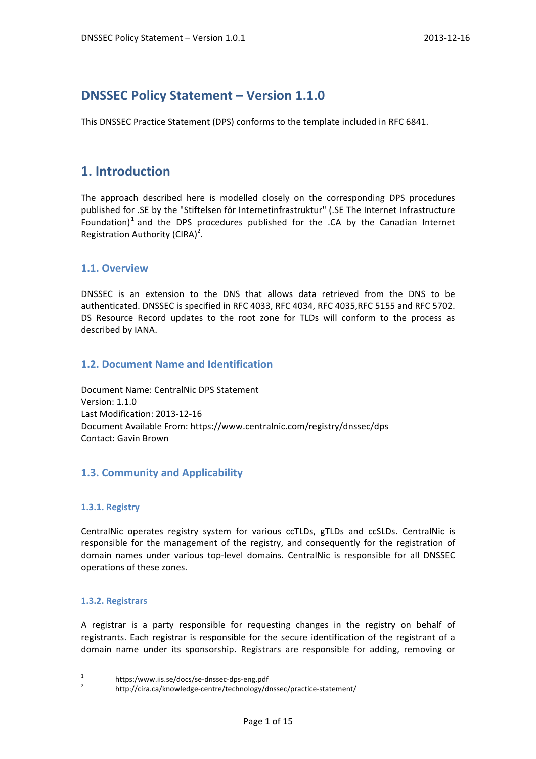# DNSSEC Policy Statement – Version 1.1.0

This DNSSEC Practice Statement (DPS) conforms to the template included in RFC 6841.

# 1. Introduction

The approach described here is modelled closely on the corresponding DPS procedures published for .SE by the "Stiftelsen för Internetinfrastruktur" (.SE The Internet Infrastructure Foundation)[1] and the DPS procedures published for the .CA by the Canadian Internet Registration Authority (CIRA)[2].

## 1.1. Overview

DNSSEC is an extension to the DNS that allows data retrieved from the DNS to be authenticated. DNSSEC is specified in RFC 4033, RFC 4034, RFC 4035,RFC 5155 and RFC 5702. DS Resource Record updates to the root zone for TLDs will conform to the process as described by IANA.

## 1.2. Document Name and Identification

Document Name: CentralNic DPS Statement
Version: 1.1.0
Last Modification: 2013-12-16
Document Available From: https://www.centralnic.com/registry/dnssec/dps
Contact: Gavin Brown

## 1.3. Community and Applicability

### 1.3.1. Registry

CentralNic operates registry system for various ccTLDs, gTLDs and ccSLDs. CentralNic is responsible for the management of the registry, and consequently for the registration of domain names under various top-level domains. CentralNic is responsible for all DNSSEC operations of these zones.

### 1.3.2. Registrars

A registrar is a party responsible for requesting changes in the registry on behalf of registrants. Each registrar is responsible for the secure identification of the registrant of a domain name under its sponsorship. Registrars are responsible for adding, removing or

---

[1] https:/www.iis.se/docs/se-dnssec-dps-eng.pdf
[2] http://cira.ca/knowledge-centre/technology/dnssec/practice-statement/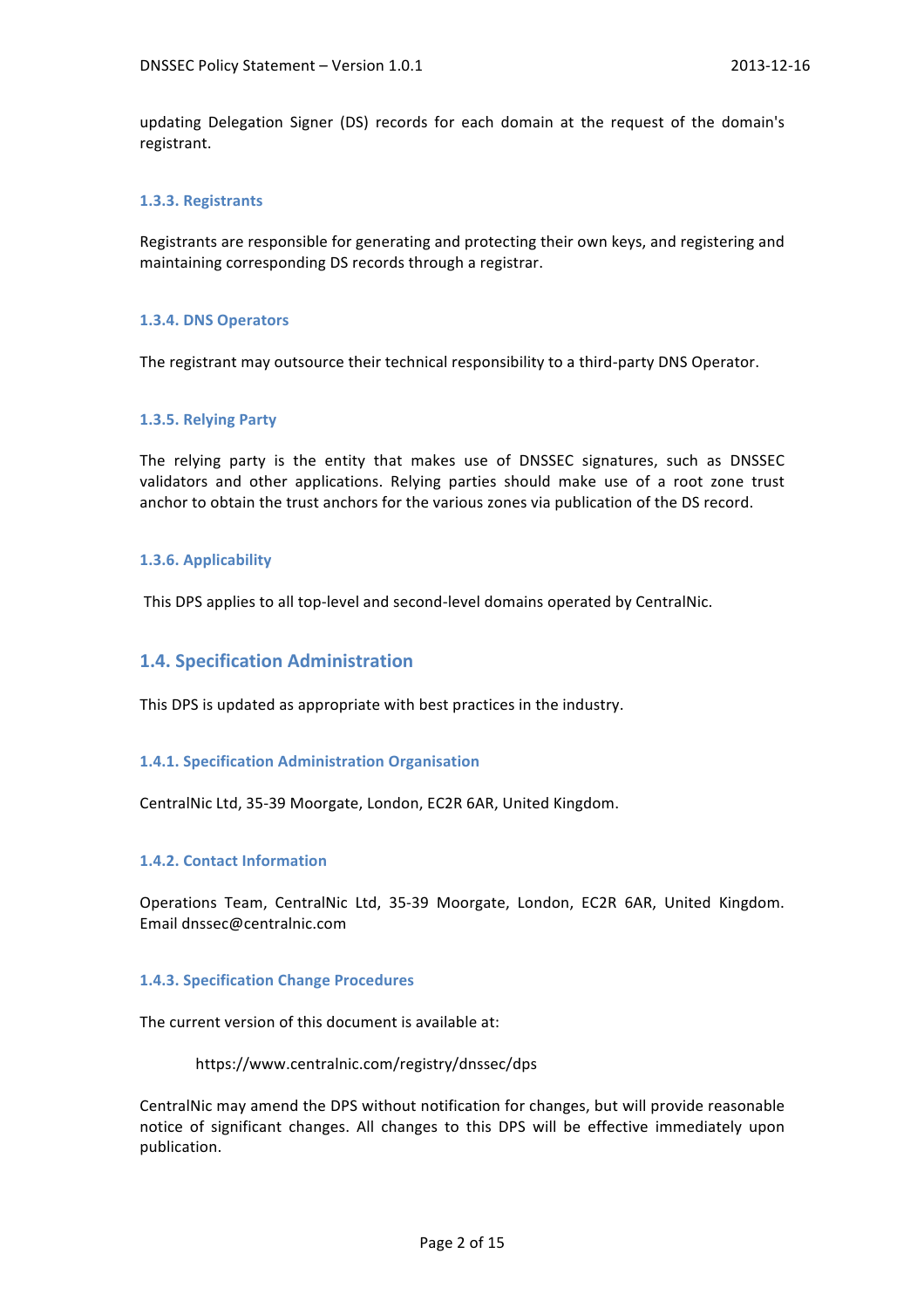updating Delegation Signer (DS) records for each domain at the request of the domain's registrant.

### 1.3.3. Registrants

Registrants are responsible for generating and protecting their own keys, and registering and maintaining corresponding DS records through a registrar.

### 1.3.4. DNS Operators

The registrant may outsource their technical responsibility to a third-party DNS Operator.

### 1.3.5. Relying Party

The relying party is the entity that makes use of DNSSEC signatures, such as DNSSEC validators and other applications. Relying parties should make use of a root zone trust anchor to obtain the trust anchors for the various zones via publication of the DS record.

### 1.3.6. Applicability

This DPS applies to all top-level and second-level domains operated by CentralNic.

## 1.4. Specification Administration

This DPS is updated as appropriate with best practices in the industry.

### 1.4.1. Specification Administration Organisation

CentralNic Ltd, 35-39 Moorgate, London, EC2R 6AR, United Kingdom.

### 1.4.2. Contact Information

Operations Team, CentralNic Ltd, 35-39 Moorgate, London, EC2R 6AR, United Kingdom. Email dnssec@centralnic.com

### 1.4.3. Specification Change Procedures

The current version of this document is available at:

https://www.centralnic.com/registry/dnssec/dps

CentralNic may amend the DPS without notification for changes, but will provide reasonable notice of significant changes. All changes to this DPS will be effective immediately upon publication.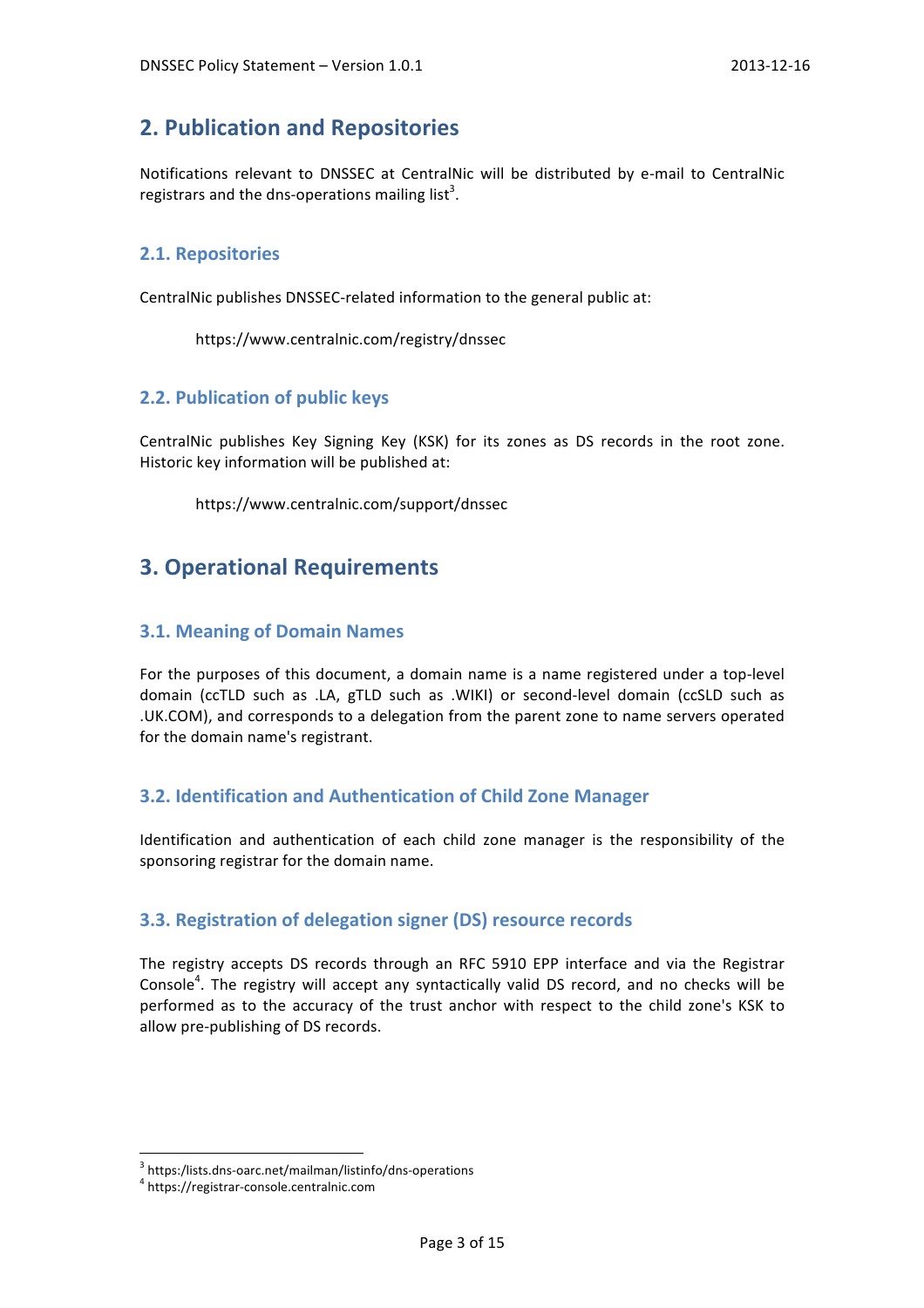## 2. Publication and Repositories

Notifications relevant to DNSSEC at CentralNic will be distributed by e-mail to CentralNic registrars and the dns-operations mailing list[3].

### 2.1. Repositories

CentralNic publishes DNSSEC-related information to the general public at:

https://www.centralnic.com/registry/dnssec

### 2.2. Publication of public keys

CentralNic publishes Key Signing Key (KSK) for its zones as DS records in the root zone. Historic key information will be published at:

https://www.centralnic.com/support/dnssec

## 3. Operational Requirements

### 3.1. Meaning of Domain Names

For the purposes of this document, a domain name is a name registered under a top-level domain (ccTLD such as .LA, gTLD such as .WIKI) or second-level domain (ccSLD such as .UK.COM), and corresponds to a delegation from the parent zone to name servers operated for the domain name's registrant.

### 3.2. Identification and Authentication of Child Zone Manager

Identification and authentication of each child zone manager is the responsibility of the sponsoring registrar for the domain name.

### 3.3. Registration of delegation signer (DS) resource records

The registry accepts DS records through an RFC 5910 EPP interface and via the Registrar Console[4]. The registry will accept any syntactically valid DS record, and no checks will be performed as to the accuracy of the trust anchor with respect to the child zone's KSK to allow pre-publishing of DS records.

---

[3] https:/lists.dns-oarc.net/mailman/listinfo/dns-operations

[4] https://registrar-console.centralnic.com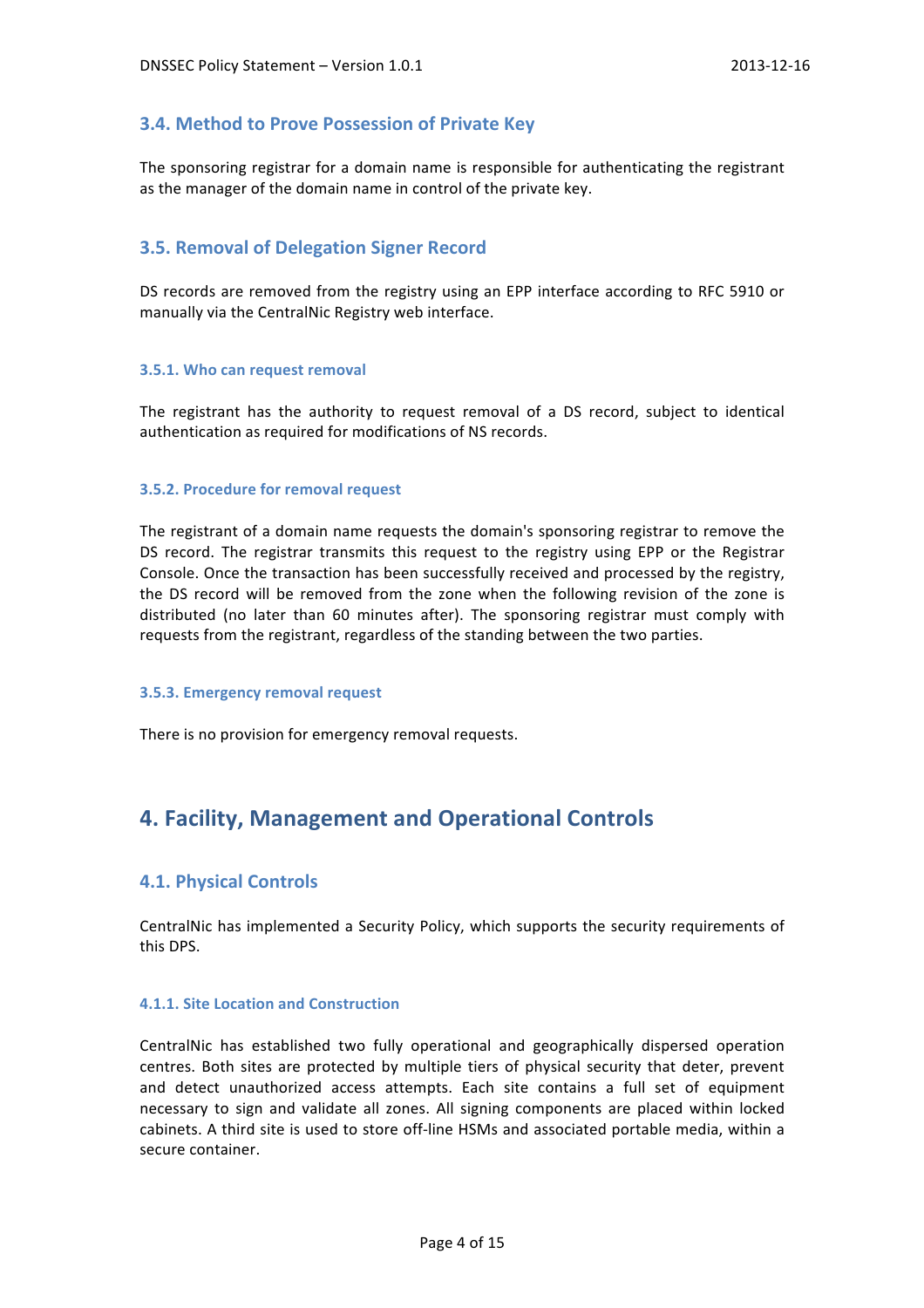### 3.4. Method to Prove Possession of Private Key

The sponsoring registrar for a domain name is responsible for authenticating the registrant as the manager of the domain name in control of the private key.

### 3.5. Removal of Delegation Signer Record

DS records are removed from the registry using an EPP interface according to RFC 5910 or manually via the CentralNic Registry web interface.

#### 3.5.1. Who can request removal

The registrant has the authority to request removal of a DS record, subject to identical authentication as required for modifications of NS records.

#### 3.5.2. Procedure for removal request

The registrant of a domain name requests the domain's sponsoring registrar to remove the DS record. The registrar transmits this request to the registry using EPP or the Registrar Console. Once the transaction has been successfully received and processed by the registry, the DS record will be removed from the zone when the following revision of the zone is distributed (no later than 60 minutes after). The sponsoring registrar must comply with requests from the registrant, regardless of the standing between the two parties.

#### 3.5.3. Emergency removal request

There is no provision for emergency removal requests.

## 4. Facility, Management and Operational Controls

### 4.1. Physical Controls

CentralNic has implemented a Security Policy, which supports the security requirements of this DPS.

#### 4.1.1. Site Location and Construction

CentralNic has established two fully operational and geographically dispersed operation centres. Both sites are protected by multiple tiers of physical security that deter, prevent and detect unauthorized access attempts. Each site contains a full set of equipment necessary to sign and validate all zones. All signing components are placed within locked cabinets. A third site is used to store off-line HSMs and associated portable media, within a secure container.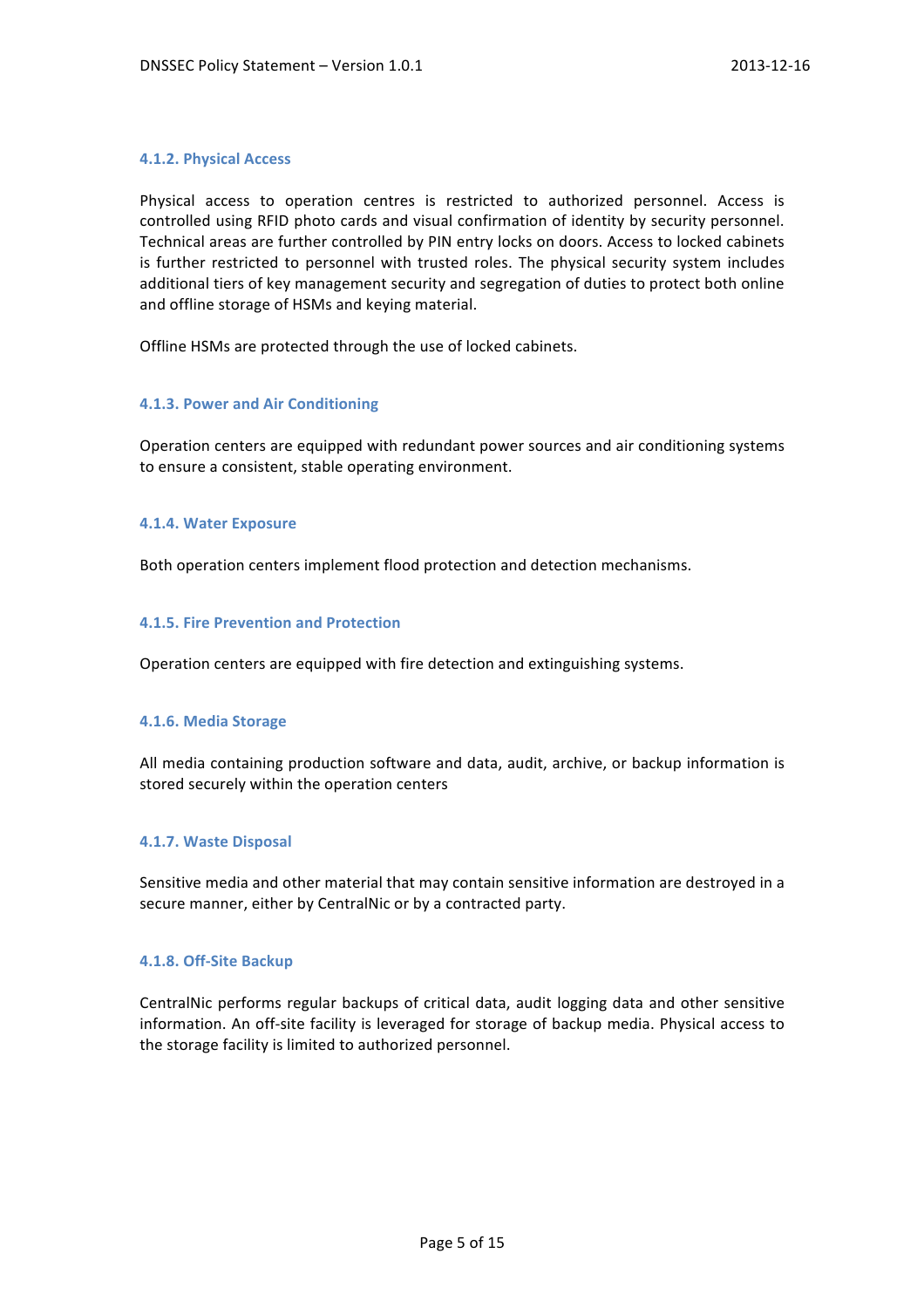#### 4.1.2. Physical Access

Physical access to operation centres is restricted to authorized personnel. Access is controlled using RFID photo cards and visual confirmation of identity by security personnel. Technical areas are further controlled by PIN entry locks on doors. Access to locked cabinets is further restricted to personnel with trusted roles. The physical security system includes additional tiers of key management security and segregation of duties to protect both online and offline storage of HSMs and keying material.

Offline HSMs are protected through the use of locked cabinets.

#### 4.1.3. Power and Air Conditioning

Operation centers are equipped with redundant power sources and air conditioning systems to ensure a consistent, stable operating environment.

#### 4.1.4. Water Exposure

Both operation centers implement flood protection and detection mechanisms.

#### 4.1.5. Fire Prevention and Protection

Operation centers are equipped with fire detection and extinguishing systems.

#### 4.1.6. Media Storage

All media containing production software and data, audit, archive, or backup information is stored securely within the operation centers

#### 4.1.7. Waste Disposal

Sensitive media and other material that may contain sensitive information are destroyed in a secure manner, either by CentralNic or by a contracted party.

#### 4.1.8. Off-Site Backup

CentralNic performs regular backups of critical data, audit logging data and other sensitive information. An off-site facility is leveraged for storage of backup media. Physical access to the storage facility is limited to authorized personnel.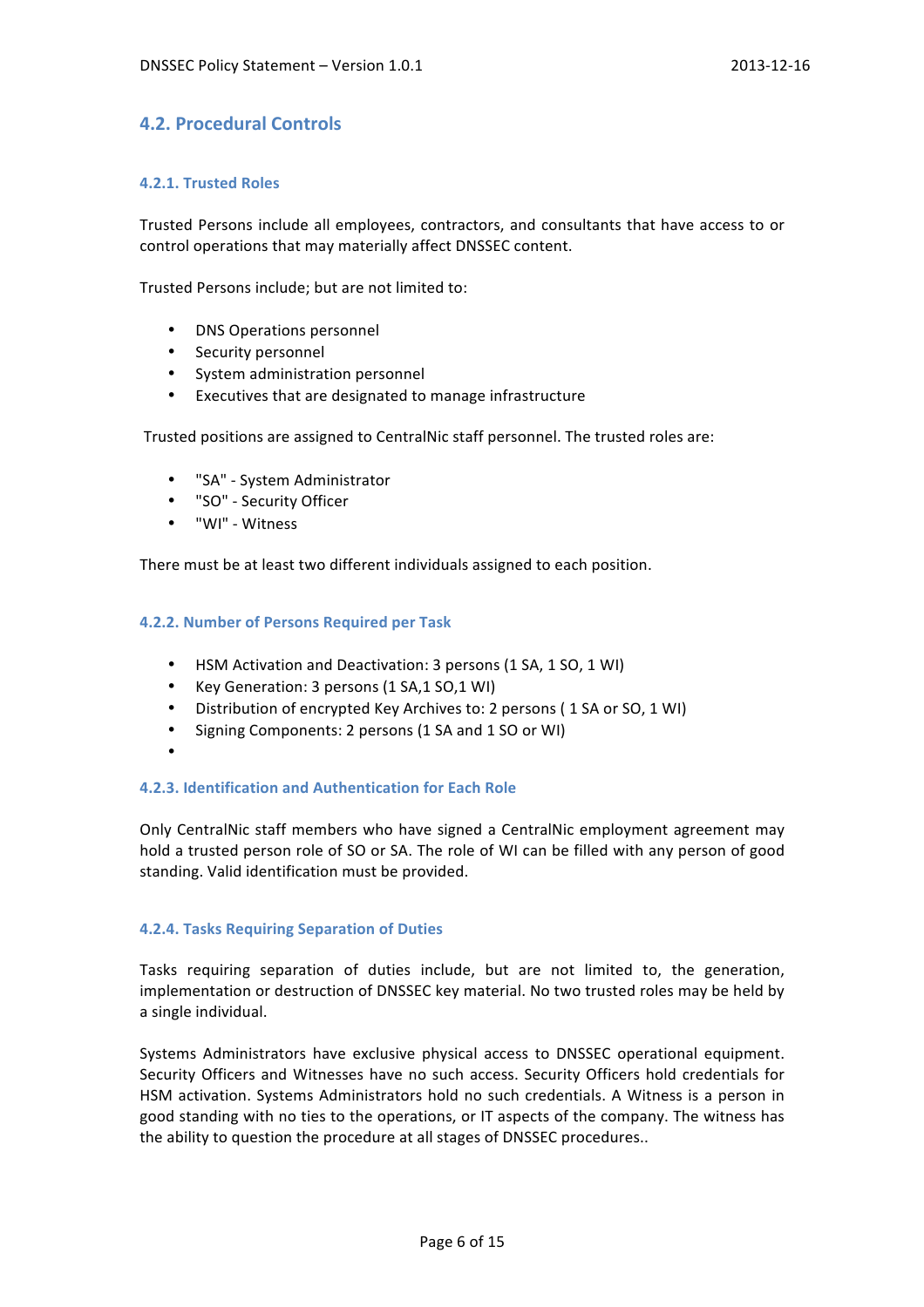## 4.2. Procedural Controls

### 4.2.1. Trusted Roles

Trusted Persons include all employees, contractors, and consultants that have access to or control operations that may materially affect DNSSEC content.

Trusted Persons include; but are not limited to:

- DNS Operations personnel
- Security personnel
- System administration personnel
- Executives that are designated to manage infrastructure

Trusted positions are assigned to CentralNic staff personnel. The trusted roles are:

- "SA" - System Administrator
- "SO" - Security Officer
- "WI" - Witness

There must be at least two different individuals assigned to each position.

### 4.2.2. Number of Persons Required per Task

- HSM Activation and Deactivation: 3 persons (1 SA, 1 SO, 1 WI)
- Key Generation: 3 persons (1 SA,1 SO,1 WI)
- Distribution of encrypted Key Archives to: 2 persons ( 1 SA or SO, 1 WI)
- Signing Components: 2 persons (1 SA and 1 SO or WI)

### 4.2.3. Identification and Authentication for Each Role

Only CentralNic staff members who have signed a CentralNic employment agreement may hold a trusted person role of SO or SA. The role of WI can be filled with any person of good standing. Valid identification must be provided.

### 4.2.4. Tasks Requiring Separation of Duties

Tasks requiring separation of duties include, but are not limited to, the generation, implementation or destruction of DNSSEC key material. No two trusted roles may be held by a single individual.

Systems Administrators have exclusive physical access to DNSSEC operational equipment. Security Officers and Witnesses have no such access. Security Officers hold credentials for HSM activation. Systems Administrators hold no such credentials. A Witness is a person in good standing with no ties to the operations, or IT aspects of the company. The witness has the ability to question the procedure at all stages of DNSSEC procedures..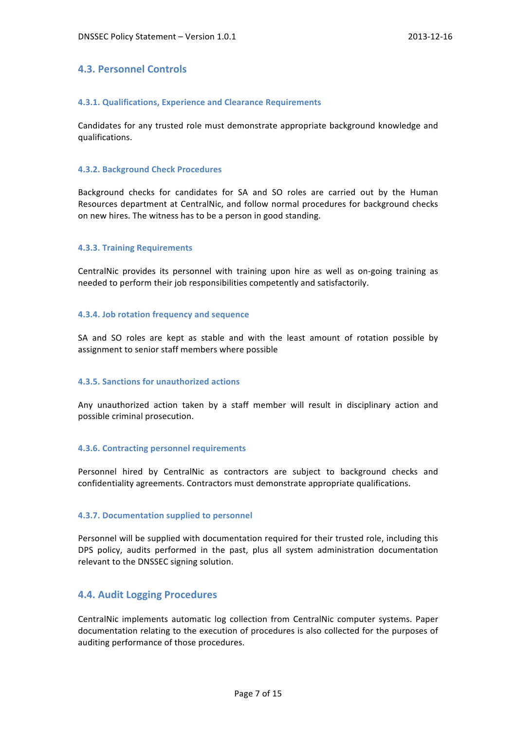## 4.3. Personnel Controls

### 4.3.1. Qualifications, Experience and Clearance Requirements

Candidates for any trusted role must demonstrate appropriate background knowledge and qualifications.

### 4.3.2. Background Check Procedures

Background checks for candidates for SA and SO roles are carried out by the Human Resources department at CentralNic, and follow normal procedures for background checks on new hires. The witness has to be a person in good standing.

### 4.3.3. Training Requirements

CentralNic provides its personnel with training upon hire as well as on-going training as needed to perform their job responsibilities competently and satisfactorily.

### 4.3.4. Job rotation frequency and sequence

SA and SO roles are kept as stable and with the least amount of rotation possible by assignment to senior staff members where possible

### 4.3.5. Sanctions for unauthorized actions

Any unauthorized action taken by a staff member will result in disciplinary action and possible criminal prosecution.

### 4.3.6. Contracting personnel requirements

Personnel hired by CentralNic as contractors are subject to background checks and confidentiality agreements. Contractors must demonstrate appropriate qualifications.

### 4.3.7. Documentation supplied to personnel

Personnel will be supplied with documentation required for their trusted role, including this DPS policy, audits performed in the past, plus all system administration documentation relevant to the DNSSEC signing solution.

## 4.4. Audit Logging Procedures

CentralNic implements automatic log collection from CentralNic computer systems. Paper documentation relating to the execution of procedures is also collected for the purposes of auditing performance of those procedures.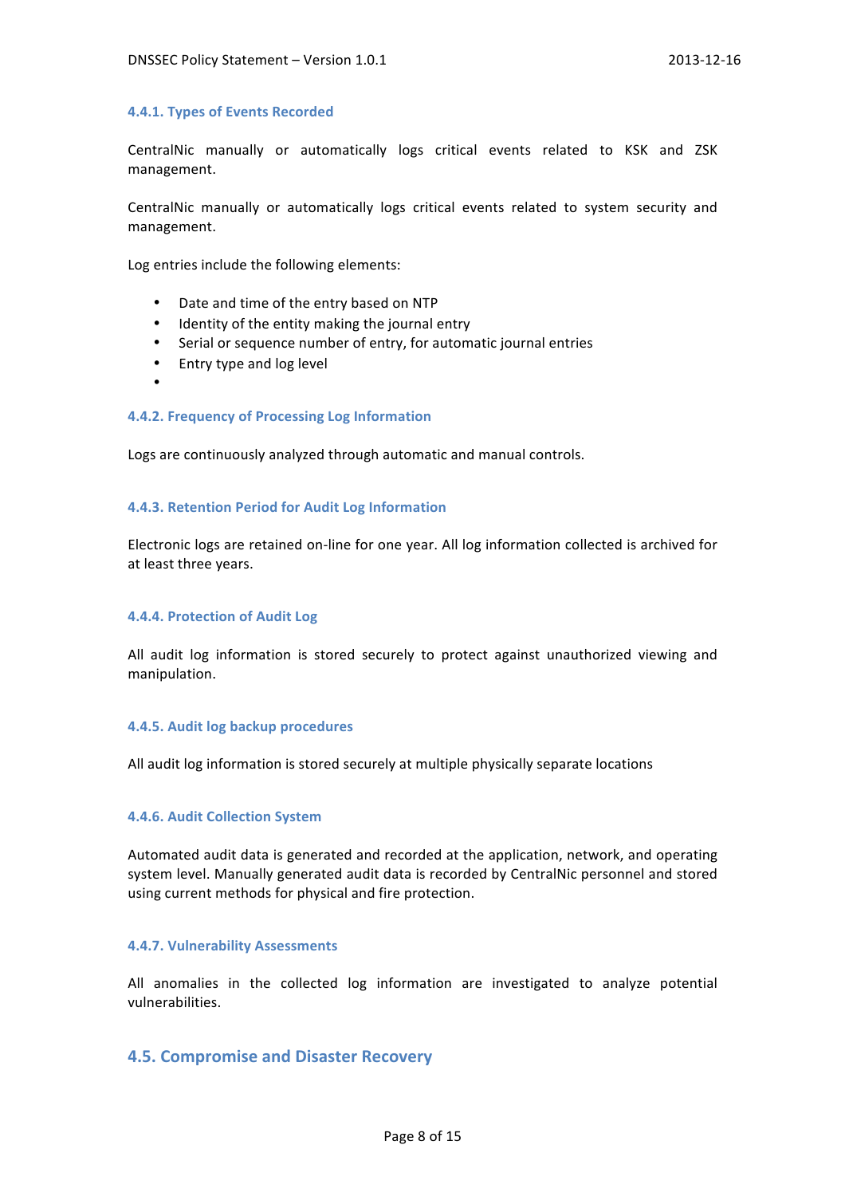#### 4.4.1. Types of Events Recorded

CentralNic manually or automatically logs critical events related to KSK and ZSK management.

CentralNic manually or automatically logs critical events related to system security and management.

Log entries include the following elements:

- Date and time of the entry based on NTP
- Identity of the entity making the journal entry
- Serial or sequence number of entry, for automatic journal entries
- Entry type and log level
-

#### 4.4.2. Frequency of Processing Log Information

Logs are continuously analyzed through automatic and manual controls.

#### 4.4.3. Retention Period for Audit Log Information

Electronic logs are retained on-line for one year. All log information collected is archived for at least three years.

#### 4.4.4. Protection of Audit Log

All audit log information is stored securely to protect against unauthorized viewing and manipulation.

#### 4.4.5. Audit log backup procedures

All audit log information is stored securely at multiple physically separate locations

#### 4.4.6. Audit Collection System

Automated audit data is generated and recorded at the application, network, and operating system level. Manually generated audit data is recorded by CentralNic personnel and stored using current methods for physical and fire protection.

#### 4.4.7. Vulnerability Assessments

All anomalies in the collected log information are investigated to analyze potential vulnerabilities.

### 4.5. Compromise and Disaster Recovery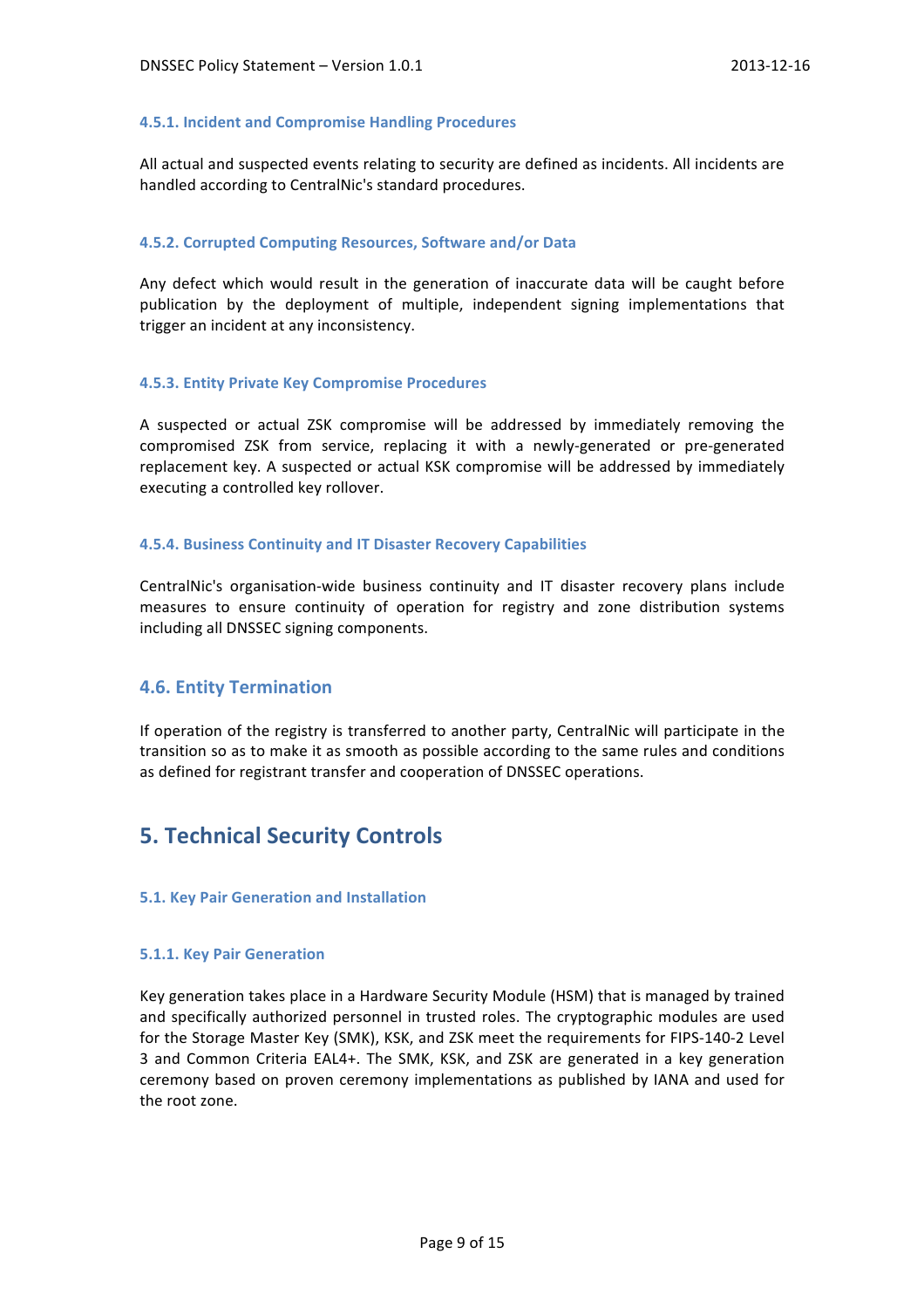#### 4.5.1. Incident and Compromise Handling Procedures

All actual and suspected events relating to security are defined as incidents. All incidents are handled according to CentralNic's standard procedures.

#### 4.5.2. Corrupted Computing Resources, Software and/or Data

Any defect which would result in the generation of inaccurate data will be caught before publication by the deployment of multiple, independent signing implementations that trigger an incident at any inconsistency.

#### 4.5.3. Entity Private Key Compromise Procedures

A suspected or actual ZSK compromise will be addressed by immediately removing the compromised ZSK from service, replacing it with a newly-generated or pre-generated replacement key. A suspected or actual KSK compromise will be addressed by immediately executing a controlled key rollover.

#### 4.5.4. Business Continuity and IT Disaster Recovery Capabilities

CentralNic's organisation-wide business continuity and IT disaster recovery plans include measures to ensure continuity of operation for registry and zone distribution systems including all DNSSEC signing components.

## 4.6. Entity Termination

If operation of the registry is transferred to another party, CentralNic will participate in the transition so as to make it as smooth as possible according to the same rules and conditions as defined for registrant transfer and cooperation of DNSSEC operations.

# 5. Technical Security Controls

### 5.1. Key Pair Generation and Installation

#### 5.1.1. Key Pair Generation

Key generation takes place in a Hardware Security Module (HSM) that is managed by trained and specifically authorized personnel in trusted roles. The cryptographic modules are used for the Storage Master Key (SMK), KSK, and ZSK meet the requirements for FIPS-140-2 Level 3 and Common Criteria EAL4+. The SMK, KSK, and ZSK are generated in a key generation ceremony based on proven ceremony implementations as published by IANA and used for the root zone.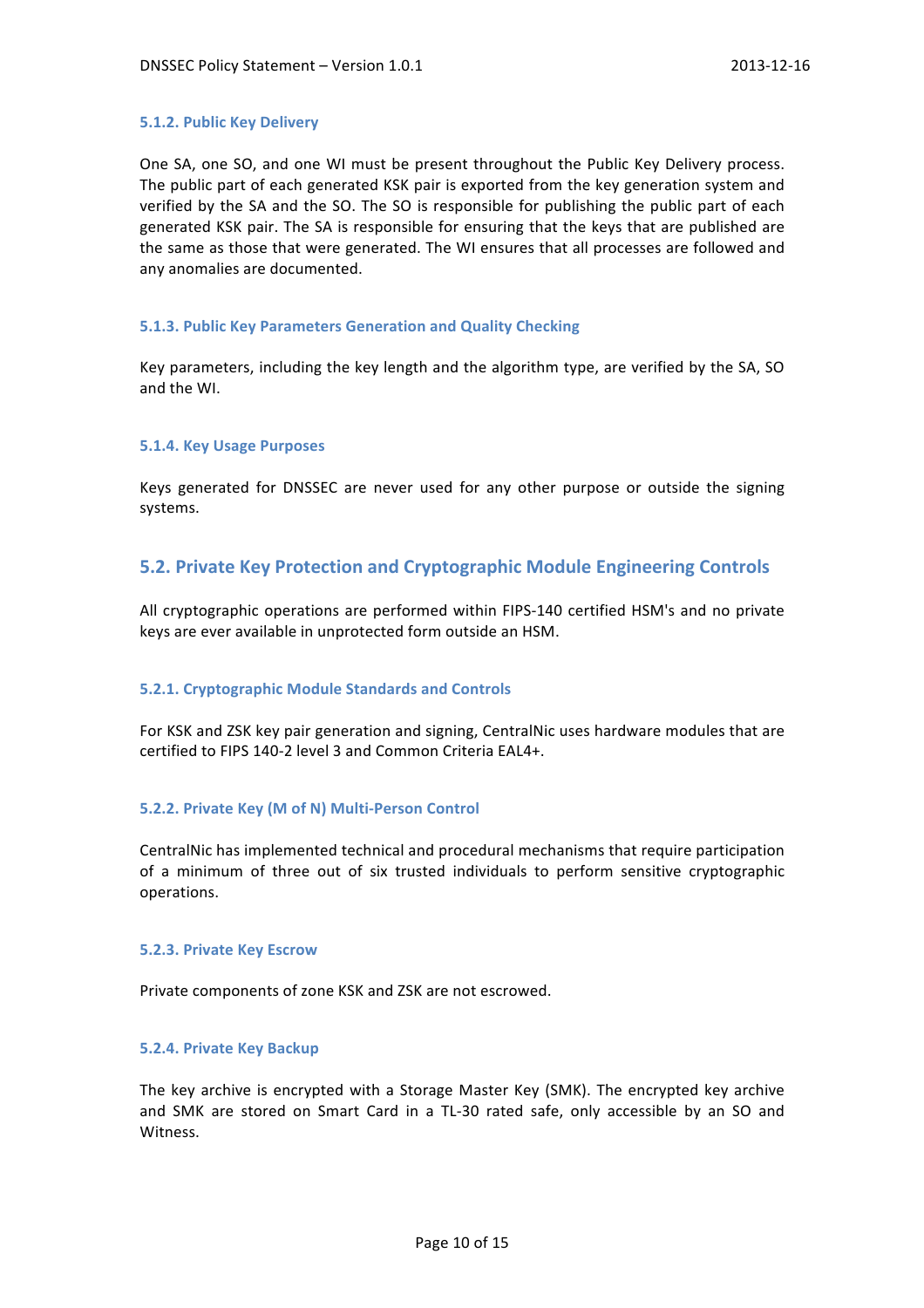### 5.1.2. Public Key Delivery

One SA, one SO, and one WI must be present throughout the Public Key Delivery process. The public part of each generated KSK pair is exported from the key generation system and verified by the SA and the SO. The SO is responsible for publishing the public part of each generated KSK pair. The SA is responsible for ensuring that the keys that are published are the same as those that were generated. The WI ensures that all processes are followed and any anomalies are documented.

### 5.1.3. Public Key Parameters Generation and Quality Checking

Key parameters, including the key length and the algorithm type, are verified by the SA, SO and the WI.

### 5.1.4. Key Usage Purposes

Keys generated for DNSSEC are never used for any other purpose or outside the signing systems.

## 5.2. Private Key Protection and Cryptographic Module Engineering Controls

All cryptographic operations are performed within FIPS-140 certified HSM's and no private keys are ever available in unprotected form outside an HSM.

### 5.2.1. Cryptographic Module Standards and Controls

For KSK and ZSK key pair generation and signing, CentralNic uses hardware modules that are certified to FIPS 140-2 level 3 and Common Criteria EAL4+.

### 5.2.2. Private Key (M of N) Multi-Person Control

CentralNic has implemented technical and procedural mechanisms that require participation of a minimum of three out of six trusted individuals to perform sensitive cryptographic operations.

### 5.2.3. Private Key Escrow

Private components of zone KSK and ZSK are not escrowed.

### 5.2.4. Private Key Backup

The key archive is encrypted with a Storage Master Key (SMK). The encrypted key archive and SMK are stored on Smart Card in a TL-30 rated safe, only accessible by an SO and Witness.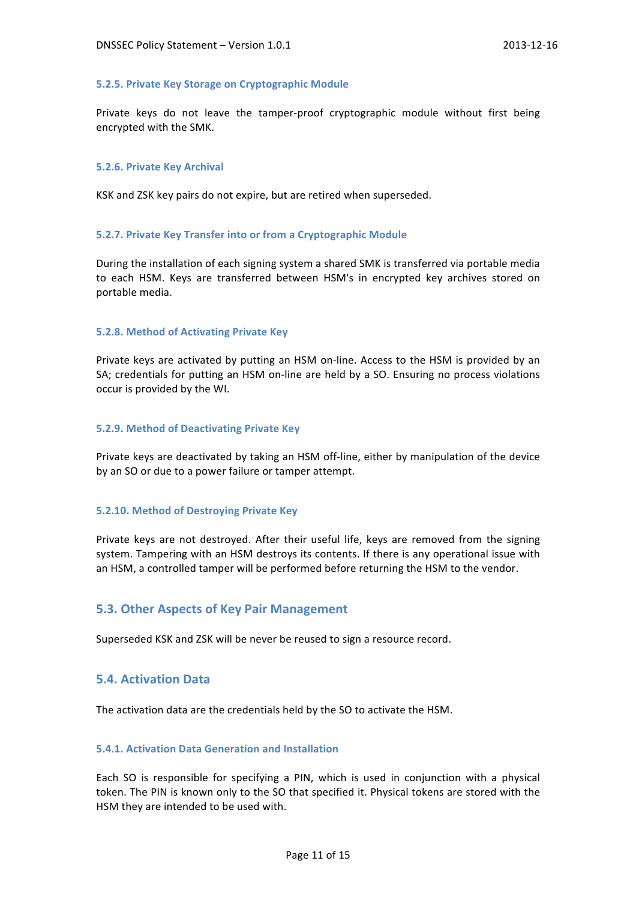### 5.2.5. Private Key Storage on Cryptographic Module

Private keys do not leave the tamper-proof cryptographic module without first being encrypted with the SMK.

### 5.2.6. Private Key Archival

KSK and ZSK key pairs do not expire, but are retired when superseded.

### 5.2.7. Private Key Transfer into or from a Cryptographic Module

During the installation of each signing system a shared SMK is transferred via portable media to each HSM. Keys are transferred between HSM's in encrypted key archives stored on portable media.

### 5.2.8. Method of Activating Private Key

Private keys are activated by putting an HSM on-line. Access to the HSM is provided by an SA; credentials for putting an HSM on-line are held by a SO. Ensuring no process violations occur is provided by the WI.

### 5.2.9. Method of Deactivating Private Key

Private keys are deactivated by taking an HSM off-line, either by manipulation of the device by an SO or due to a power failure or tamper attempt.

### 5.2.10. Method of Destroying Private Key

Private keys are not destroyed. After their useful life, keys are removed from the signing system. Tampering with an HSM destroys its contents. If there is any operational issue with an HSM, a controlled tamper will be performed before returning the HSM to the vendor.

## 5.3. Other Aspects of Key Pair Management

Superseded KSK and ZSK will be never be reused to sign a resource record.

## 5.4. Activation Data

The activation data are the credentials held by the SO to activate the HSM.

### 5.4.1. Activation Data Generation and Installation

Each SO is responsible for specifying a PIN, which is used in conjunction with a physical token. The PIN is known only to the SO that specified it. Physical tokens are stored with the HSM they are intended to be used with.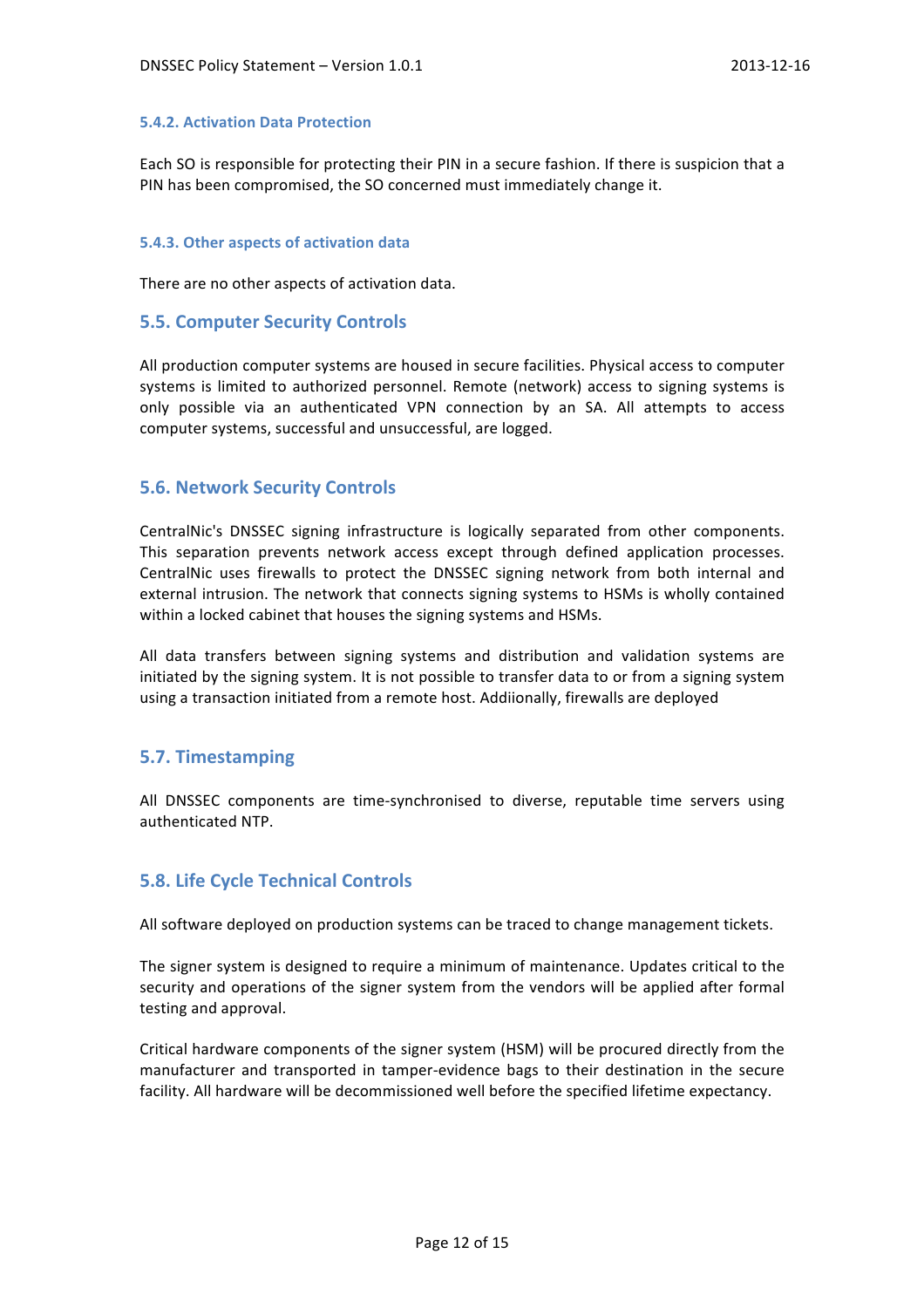#### 5.4.2. Activation Data Protection

Each SO is responsible for protecting their PIN in a secure fashion. If there is suspicion that a PIN has been compromised, the SO concerned must immediately change it.

#### 5.4.3. Other aspects of activation data

There are no other aspects of activation data.

### 5.5. Computer Security Controls

All production computer systems are housed in secure facilities. Physical access to computer systems is limited to authorized personnel. Remote (network) access to signing systems is only possible via an authenticated VPN connection by an SA. All attempts to access computer systems, successful and unsuccessful, are logged.

### 5.6. Network Security Controls

CentralNic's DNSSEC signing infrastructure is logically separated from other components. This separation prevents network access except through defined application processes. CentralNic uses firewalls to protect the DNSSEC signing network from both internal and external intrusion. The network that connects signing systems to HSMs is wholly contained within a locked cabinet that houses the signing systems and HSMs.

All data transfers between signing systems and distribution and validation systems are initiated by the signing system. It is not possible to transfer data to or from a signing system using a transaction initiated from a remote host. Addiionally, firewalls are deployed

### 5.7. Timestamping

All DNSSEC components are time-synchronised to diverse, reputable time servers using authenticated NTP.

### 5.8. Life Cycle Technical Controls

All software deployed on production systems can be traced to change management tickets.

The signer system is designed to require a minimum of maintenance. Updates critical to the security and operations of the signer system from the vendors will be applied after formal testing and approval.

Critical hardware components of the signer system (HSM) will be procured directly from the manufacturer and transported in tamper-evidence bags to their destination in the secure facility. All hardware will be decommissioned well before the specified lifetime expectancy.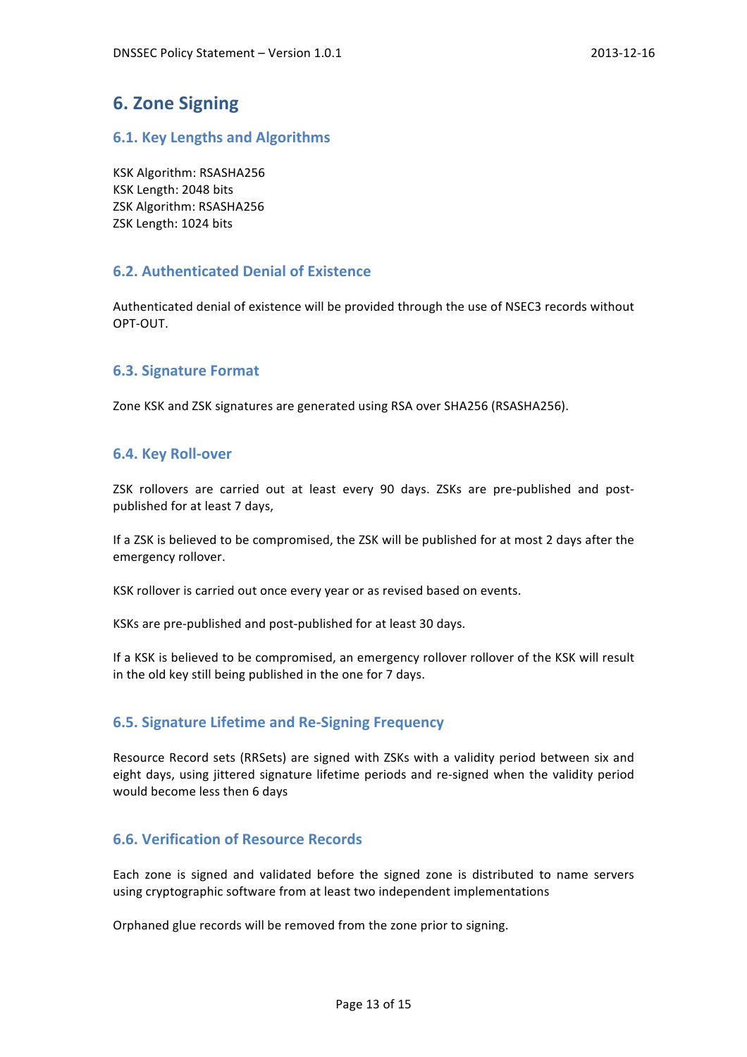# 6. Zone Signing

## 6.1. Key Lengths and Algorithms

KSK Algorithm: RSASHA256
KSK Length: 2048 bits
ZSK Algorithm: RSASHA256
ZSK Length: 1024 bits

## 6.2. Authenticated Denial of Existence

Authenticated denial of existence will be provided through the use of NSEC3 records without OPT-OUT.

## 6.3. Signature Format

Zone KSK and ZSK signatures are generated using RSA over SHA256 (RSASHA256).

## 6.4. Key Roll-over

ZSK rollovers are carried out at least every 90 days. ZSKs are pre-published and post-published for at least 7 days,

If a ZSK is believed to be compromised, the ZSK will be published for at most 2 days after the emergency rollover.

KSK rollover is carried out once every year or as revised based on events.

KSKs are pre-published and post-published for at least 30 days.

If a KSK is believed to be compromised, an emergency rollover rollover of the KSK will result in the old key still being published in the one for 7 days.

## 6.5. Signature Lifetime and Re-Signing Frequency

Resource Record sets (RRSets) are signed with ZSKs with a validity period between six and eight days, using jittered signature lifetime periods and re-signed when the validity period would become less then 6 days

## 6.6. Verification of Resource Records

Each zone is signed and validated before the signed zone is distributed to name servers using cryptographic software from at least two independent implementations

Orphaned glue records will be removed from the zone prior to signing.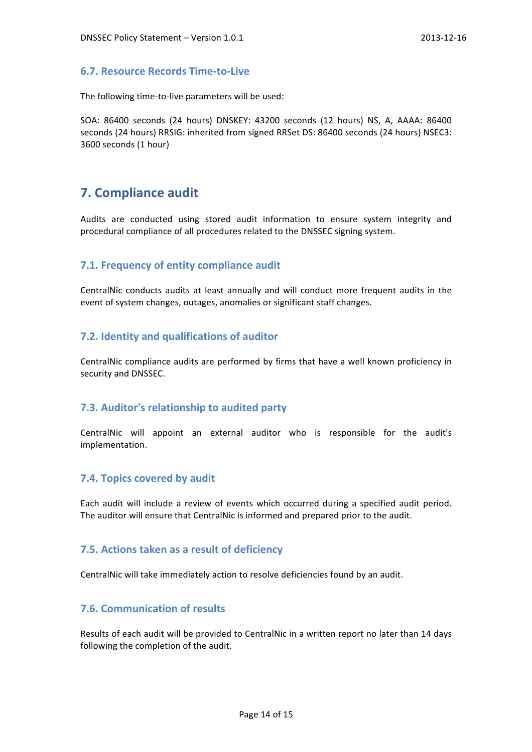### 6.7. Resource Records Time-to-Live

The following time-to-live parameters will be used:

SOA: 86400 seconds (24 hours) DNSKEY: 43200 seconds (12 hours) NS, A, AAAA: 86400 seconds (24 hours) RRSIG: inherited from signed RRSet DS: 86400 seconds (24 hours) NSEC3: 3600 seconds (1 hour)

## 7. Compliance audit

Audits are conducted using stored audit information to ensure system integrity and procedural compliance of all procedures related to the DNSSEC signing system.

### 7.1. Frequency of entity compliance audit

CentralNic conducts audits at least annually and will conduct more frequent audits in the event of system changes, outages, anomalies or significant staff changes.

### 7.2. Identity and qualifications of auditor

CentralNic compliance audits are performed by firms that have a well known proficiency in security and DNSSEC.

### 7.3. Auditor's relationship to audited party

CentralNic will appoint an external auditor who is responsible for the audit's implementation.

### 7.4. Topics covered by audit

Each audit will include a review of events which occurred during a specified audit period. The auditor will ensure that CentralNic is informed and prepared prior to the audit.

### 7.5. Actions taken as a result of deficiency

CentralNic will take immediately action to resolve deficiencies found by an audit.

### 7.6. Communication of results

Results of each audit will be provided to CentralNic in a written report no later than 14 days following the completion of the audit.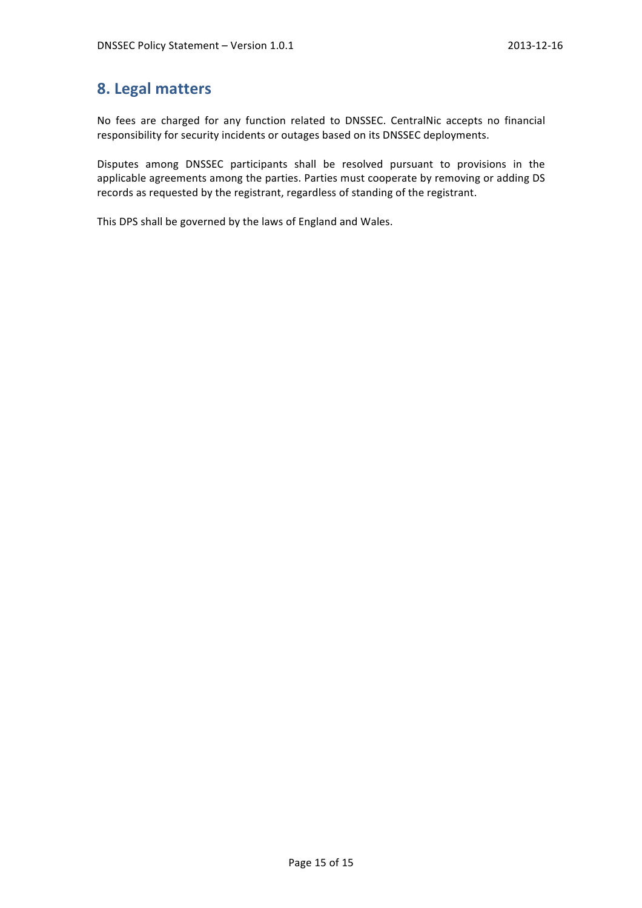## 8. Legal matters

No fees are charged for any function related to DNSSEC. CentralNic accepts no financial responsibility for security incidents or outages based on its DNSSEC deployments.

Disputes among DNSSEC participants shall be resolved pursuant to provisions in the applicable agreements among the parties. Parties must cooperate by removing or adding DS records as requested by the registrant, regardless of standing of the registrant.

This DPS shall be governed by the laws of England and Wales.